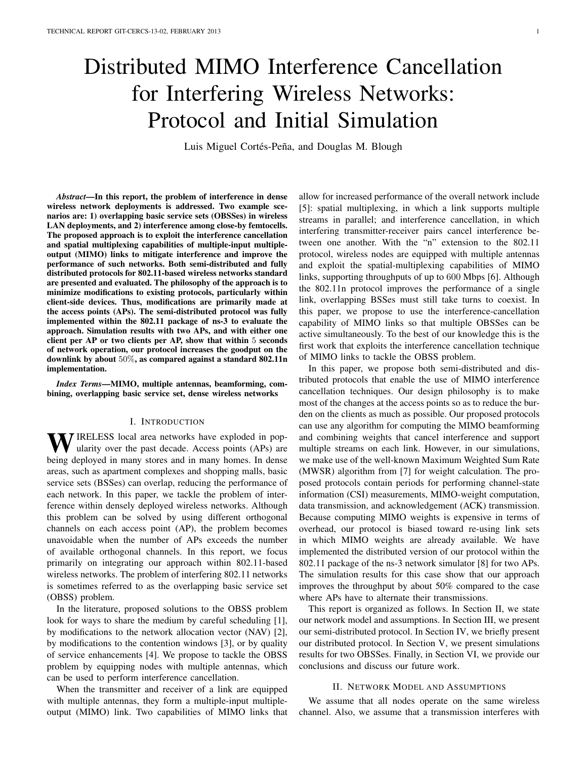# Distributed MIMO Interference Cancellation for Interfering Wireless Networks: Protocol and Initial Simulation

Luis Miguel Cortés-Peña, and Douglas M. Blough

***Abstract*—In this report, the problem of interference in dense wireless network deployments is addressed. Two example scenarios are: 1) overlapping basic service sets (OBSSes) in wireless LAN deployments, and 2) interference among close-by femtocells. The proposed approach is to exploit the interference cancellation and spatial multiplexing capabilities of multiple-input multiple-output (MIMO) links to mitigate interference and improve the performance of such networks. Both semi-distributed and fully distributed protocols for 802.11-based wireless networks standard are presented and evaluated. The philosophy of the approach is to minimize modifications to existing protocols, particularly within client-side devices. Thus, modifications are primarily made at the access points (APs). The semi-distributed protocol was fully implemented within the 802.11 package of ns-3 to evaluate the approach. Simulation results with two APs, and with either one client per AP or two clients per AP, show that within $5$ seconds of network operation, our protocol increases the goodput on the downlink by about $50\%$, as compared against a standard 802.11n implementation.**

***Index Terms*—MIMO, multiple antennas, beamforming, combining, overlapping basic service set, dense wireless networks**

## I. Introduction

Wireless local area networks have exploded in popularity over the past decade. Access points (APs) are being deployed in many stores and in many homes. In dense areas, such as apartment complexes and shopping malls, basic service sets (BSSes) can overlap, reducing the performance of each network. In this paper, we tackle the problem of interference within densely deployed wireless networks. Although this problem can be solved by using different orthogonal channels on each access point (AP), the problem becomes unavoidable when the number of APs exceeds the number of available orthogonal channels. In this report, we focus primarily on integrating our approach within 802.11-based wireless networks. The problem of interfering 802.11 networks is sometimes referred to as the overlapping basic service set (OBSS) problem.

In the literature, proposed solutions to the OBSS problem look for ways to share the medium by careful scheduling [1], by modifications to the network allocation vector (NAV) [2], by modifications to the contention windows [3], or by quality of service enhancements [4]. We propose to tackle the OBSS problem by equipping nodes with multiple antennas, which can be used to perform interference cancellation.

When the transmitter and receiver of a link are equipped with multiple antennas, they form a multiple-input multiple-output (MIMO) link. Two capabilities of MIMO links that allow for increased performance of the overall network include [5]: spatial multiplexing, in which a link supports multiple streams in parallel; and interference cancellation, in which interfering transmitter-receiver pairs cancel interference between one another. With the "n" extension to the 802.11 protocol, wireless nodes are equipped with multiple antennas and exploit the spatial-multiplexing capabilities of MIMO links, supporting throughputs of up to $600$ Mbps [6]. Although the 802.11n protocol improves the performance of a single link, overlapping BSSes must still take turns to coexist. In this paper, we propose to use the interference-cancellation capability of MIMO links so that multiple OBSSes can be active simultaneously. To the best of our knowledge this is the first work that exploits the interference cancellation technique of MIMO links to tackle the OBSS problem.

In this paper, we propose both semi-distributed and distributed protocols that enable the use of MIMO interference cancellation techniques. Our design philosophy is to make most of the changes at the access points so as to reduce the burden on the clients as much as possible. Our proposed protocols can use any algorithm for computing the MIMO beamforming and combining weights that cancel interference and support multiple streams on each link. However, in our simulations, we make use of the well-known Maximum Weighted Sum Rate (MWSR) algorithm from [7] for weight calculation. The proposed protocols contain periods for performing channel-state information (CSI) measurements, MIMO-weight computation, data transmission, and acknowledgement (ACK) transmission. Because computing MIMO weights is expensive in terms of overhead, our protocol is biased toward re-using link sets in which MIMO weights are already available. We have implemented the distributed version of our protocol within the 802.11 package of the ns-3 network simulator [8] for two APs. The simulation results for this case show that our approach improves the throughput by about 50% compared to the case where APs have to alternate their transmissions.

This report is organized as follows. In Section II, we state our network model and assumptions. In Section III, we present our semi-distributed protocol. In Section IV, we briefly present our distributed protocol. In Section V, we present simulations results for two OBSSes. Finally, in Section VI, we provide our conclusions and discuss our future work.

## II. Network Model and Assumptions

We assume that all nodes operate on the same wireless channel. Also, we assume that a transmission interferes with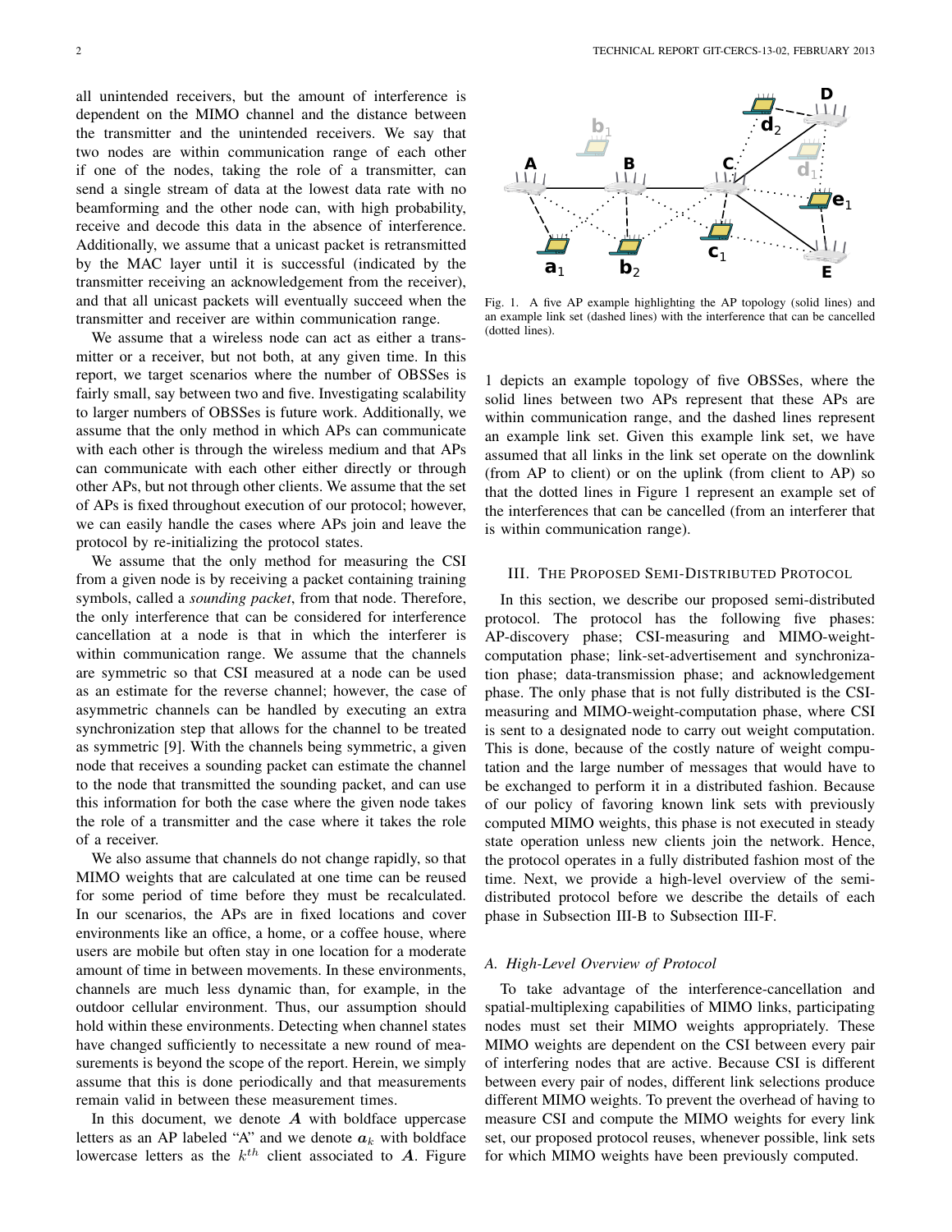all unintended receivers, but the amount of interference is dependent on the MIMO channel and the distance between the transmitter and the unintended receivers. We say that two nodes are within communication range of each other if one of the nodes, taking the role of a transmitter, can send a single stream of data at the lowest data rate with no beamforming and the other node can, with high probability, receive and decode this data in the absence of interference. Additionally, we assume that a unicast packet is retransmitted by the MAC layer until it is successful (indicated by the transmitter receiving an acknowledgement from the receiver), and that all unicast packets will eventually succeed when the transmitter and receiver are within communication range.

We assume that a wireless node can act as either a transmitter or a receiver, but not both, at any given time. In this report, we target scenarios where the number of OBSSes is fairly small, say between two and five. Investigating scalability to larger numbers of OBSSes is future work. Additionally, we assume that the only method in which APs can communicate with each other is through the wireless medium and that APs can communicate with each other either directly or through other APs, but not through other clients. We assume that the set of APs is fixed throughout execution of our protocol; however, we can easily handle the cases where APs join and leave the protocol by re-initializing the protocol states.

We assume that the only method for measuring the CSI from a given node is by receiving a packet containing training symbols, called a *sounding packet*, from that node. Therefore, the only interference that can be considered for interference cancellation at a node is that in which the interferer is within communication range. We assume that the channels are symmetric so that CSI measured at a node can be used as an estimate for the reverse channel; however, the case of asymmetric channels can be handled by executing an extra synchronization step that allows for the channel to be treated as symmetric [9]. With the channels being symmetric, a given node that receives a sounding packet can estimate the channel to the node that transmitted the sounding packet, and can use this information for both the case where the given node takes the role of a transmitter and the case where it takes the role of a receiver.

We also assume that channels do not change rapidly, so that MIMO weights that are calculated at one time can be reused for some period of time before they must be recalculated. In our scenarios, the APs are in fixed locations and cover environments like an office, a home, or a coffee house, where users are mobile but often stay in one location for a moderate amount of time in between movements. In these environments, channels are much less dynamic than, for example, in the outdoor cellular environment. Thus, our assumption should hold within these environments. Detecting when channel states have changed sufficiently to necessitate a new round of measurements is beyond the scope of the report. Herein, we simply assume that this is done periodically and that measurements remain valid in between these measurement times.

In this document, we denote $\boldsymbol{A}$ with boldface uppercase letters as an AP labeled "A" and we denote $\boldsymbol{a}_k$ with boldface lowercase letters as the $k^{th}$ client associated to $\boldsymbol{A}$. Figure 1 depicts an example topology of five OBSSes, where the solid lines between two APs represent that these APs are within communication range, and the dashed lines represent an example link set. Given this example link set, we have assumed that all links in the link set operate on the downlink (from AP to client) or on the uplink (from client to AP) so that the dotted lines in Figure 1 represent an example set of the interferences that can be cancelled (from an interferer that is within communication range).

Fig. 1. A five AP example highlighting the AP topology (solid lines) and an example link set (dashed lines) with the interference that can be cancelled (dotted lines).

## III. The Proposed Semi-Distributed Protocol

In this section, we describe our proposed semi-distributed protocol. The protocol has the following five phases: AP-discovery phase; CSI-measuring and MIMO-weight-computation phase; link-set-advertisement and synchronization phase; data-transmission phase; and acknowledgement phase. The only phase that is not fully distributed is the CSI-measuring and MIMO-weight-computation phase, where CSI is sent to a designated node to carry out weight computation. This is done, because of the costly nature of weight computation and the large number of messages that would have to be exchanged to perform it in a distributed fashion. Because of our policy of favoring known link sets with previously computed MIMO weights, this phase is not executed in steady state operation unless new clients join the network. Hence, the protocol operates in a fully distributed fashion most of the time. Next, we provide a high-level overview of the semi-distributed protocol before we describe the details of each phase in Subsection III-B to Subsection III-F.

### A. High-Level Overview of Protocol

To take advantage of the interference-cancellation and spatial-multiplexing capabilities of MIMO links, participating nodes must set their MIMO weights appropriately. These MIMO weights are dependent on the CSI between every pair of interfering nodes that are active. Because CSI is different between every pair of nodes, different link selections produce different MIMO weights. To prevent the overhead of having to measure CSI and compute the MIMO weights for every link set, our proposed protocol reuses, whenever possible, link sets for which MIMO weights have been previously computed.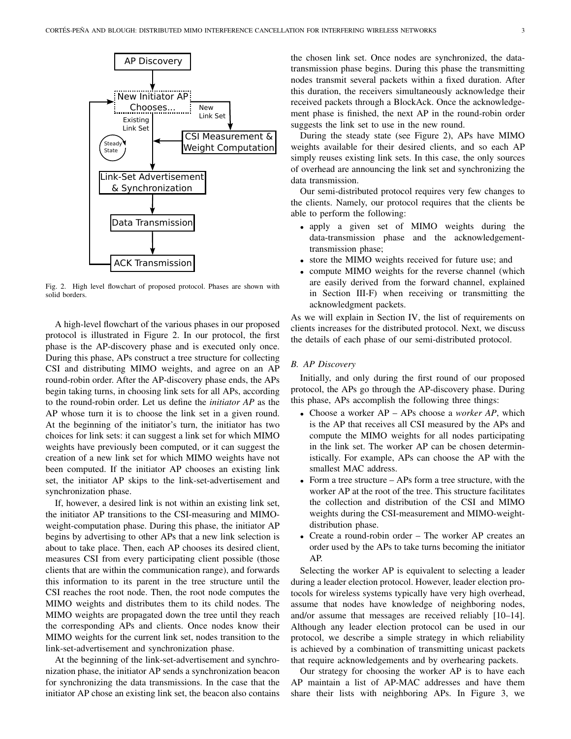Fig. 2. High level flowchart of proposed protocol. Phases are shown with solid borders.

A high-level flowchart of the various phases in our proposed protocol is illustrated in Figure 2. In our protocol, the first phase is the AP-discovery phase and is executed only once. During this phase, APs construct a tree structure for collecting CSI and distributing MIMO weights, and agree on an AP round-robin order. After the AP-discovery phase ends, the APs begin taking turns, in choosing link sets for all APs, according to the round-robin order. Let us define the *initiator AP* as the AP whose turn it is to choose the link set in a given round. At the beginning of the initiator's turn, the initiator has two choices for link sets: it can suggest a link set for which MIMO weights have previously been computed, or it can suggest the creation of a new link set for which MIMO weights have not been computed. If the initiator AP chooses an existing link set, the initiator AP skips to the link-set-advertisement and synchronization phase.

If, however, a desired link is not within an existing link set, the initiator AP transitions to the CSI-measuring and MIMO-weight-computation phase. During this phase, the initiator AP begins by advertising to other APs that a new link selection is about to take place. Then, each AP chooses its desired client, measures CSI from every participating client possible (those clients that are within the communication range), and forwards this information to its parent in the tree structure until the CSI reaches the root node. Then, the root node computes the MIMO weights and distributes them to its child nodes. The MIMO weights are propagated down the tree until they reach the corresponding APs and clients. Once nodes know their MIMO weights for the current link set, nodes transition to the link-set-advertisement and synchronization phase.

At the beginning of the link-set-advertisement and synchronization phase, the initiator AP sends a synchronization beacon for synchronizing the data transmissions. In the case that the initiator AP chose an existing link set, the beacon also contains the chosen link set. Once nodes are synchronized, the data-transmission phase begins. During this phase the transmitting nodes transmit several packets within a fixed duration. After this duration, the receivers simultaneously acknowledge their received packets through a BlockAck. Once the acknowledgement phase is finished, the next AP in the round-robin order suggests the link set to use in the new round.

During the steady state (see Figure 2), APs have MIMO weights available for their desired clients, and so each AP simply reuses existing link sets. In this case, the only sources of overhead are announcing the link set and synchronizing the data transmission.

Our semi-distributed protocol requires very few changes to the clients. Namely, our protocol requires that the clients be able to perform the following:

- apply a given set of MIMO weights during the data-transmission phase and the acknowledgement-transmission phase;
- store the MIMO weights received for future use; and
- compute MIMO weights for the reverse channel (which are easily derived from the forward channel, explained in Section III-F) when receiving or transmitting the acknowledgment packets.

As we will explain in Section IV, the list of requirements on clients increases for the distributed protocol. Next, we discuss the details of each phase of our semi-distributed protocol.

### B. AP Discovery

Initially, and only during the first round of our proposed protocol, the APs go through the AP-discovery phase. During this phase, APs accomplish the following three things:

- Choose a worker AP – APs choose a *worker AP*, which is the AP that receives all CSI measured by the APs and compute the MIMO weights for all nodes participating in the link set. The worker AP can be chosen deterministically. For example, APs can choose the AP with the smallest MAC address.
- Form a tree structure – APs form a tree structure, with the worker AP at the root of the tree. This structure facilitates the collection and distribution of the CSI and MIMO weights during the CSI-measurement and MIMO-weight-distribution phase.
- Create a round-robin order – The worker AP creates an order used by the APs to take turns becoming the initiator AP.

Selecting the worker AP is equivalent to selecting a leader during a leader election protocol. However, leader election protocols for wireless systems typically have very high overhead, assume that nodes have knowledge of neighboring nodes, and/or assume that messages are received reliably [10–14]. Although any leader election protocol can be used in our protocol, we describe a simple strategy in which reliability is achieved by a combination of transmitting unicast packets that require acknowledgements and by overhearing packets.

Our strategy for choosing the worker AP is to have each AP maintain a list of AP-MAC addresses and have them share their lists with neighboring APs. In Figure 3, we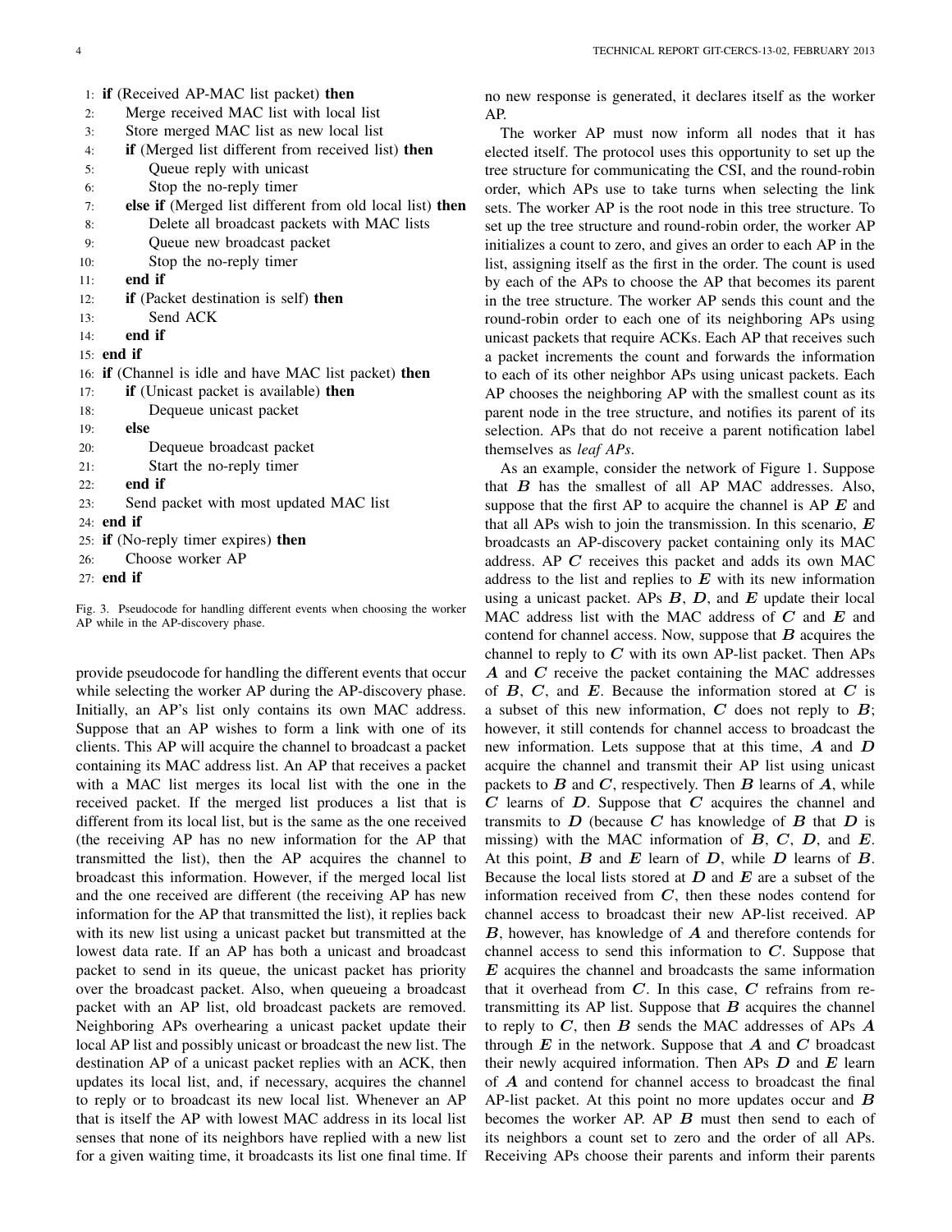```
1: if (Received AP-MAC list packet) then
2:     Merge received MAC list with local list
3:     Store merged MAC list as new local list
4:     if (Merged list different from received list) then
5:         Queue reply with unicast
6:         Stop the no-reply timer
7:     else if (Merged list different from old local list) then
8:         Delete all broadcast packets with MAC lists
9:         Queue new broadcast packet
10:        Stop the no-reply timer
11:    end if
12:    if (Packet destination is self) then
13:        Send ACK
14:    end if
15: end if
16: if (Channel is idle and have MAC list packet) then
17:    if (Unicast packet is available) then
18:        Dequeue unicast packet
19:    else
20:        Dequeue broadcast packet
21:        Start the no-reply timer
22:    end if
23:    Send packet with most updated MAC list
24: end if
25: if (No-reply timer expires) then
26:    Choose worker AP
27: end if
```

Fig. 3. Pseudocode for handling different events when choosing the worker AP while in the AP-discovery phase.

provide pseudocode for handling the different events that occur while selecting the worker AP during the AP-discovery phase. Initially, an AP's list only contains its own MAC address. Suppose that an AP wishes to form a link with one of its clients. This AP will acquire the channel to broadcast a packet containing its MAC address list. An AP that receives a packet with a MAC list merges its local list with the one in the received packet. If the merged list produces a list that is different from its local list, but is the same as the one received (the receiving AP has no new information for the AP that transmitted the list), then the AP acquires the channel to broadcast this information. However, if the merged local list and the one received are different (the receiving AP has new information for the AP that transmitted the list), it replies back with its new list using a unicast packet but transmitted at the lowest data rate. If an AP has both a unicast and broadcast packet to send in its queue, the unicast packet has priority over the broadcast packet. Also, when queueing a broadcast packet with an AP list, old broadcast packets are removed. Neighboring APs overhearing a unicast packet update their local AP list and possibly unicast or broadcast the new list. The destination AP of a unicast packet replies with an ACK, then updates its local list, and, if necessary, acquires the channel to reply or to broadcast its new local list. Whenever an AP that is itself the AP with lowest MAC address in its local list senses that none of its neighbors have replied with a new list for a given waiting time, it broadcasts its list one final time. If no new response is generated, it declares itself as the worker AP.

The worker AP must now inform all nodes that it has elected itself. The protocol uses this opportunity to set up the tree structure for communicating the CSI, and the round-robin order, which APs use to take turns when selecting the link sets. The worker AP is the root node in this tree structure. To set up the tree structure and round-robin order, the worker AP initializes a count to zero, and gives an order to each AP in the list, assigning itself as the first in the order. The count is used by each of the APs to choose the AP that becomes its parent in the tree structure. The worker AP sends this count and the round-robin order to each one of its neighboring APs using unicast packets that require ACKs. Each AP that receives such a packet increments the count and forwards the information to each of its other neighbor APs using unicast packets. Each AP chooses the neighboring AP with the smallest count as its parent node in the tree structure, and notifies its parent of its selection. APs that do not receive a parent notification label themselves as *leaf APs*.

As an example, consider the network of Figure 1. Suppose that $B$ has the smallest of all AP MAC addresses. Also, suppose that the first AP to acquire the channel is AP $E$ and that all APs wish to join the transmission. In this scenario, $E$ broadcasts an AP-discovery packet containing only its MAC address. AP $C$ receives this packet and adds its own MAC address to the list and replies to $E$ with its new information using a unicast packet. APs $B$, $D$, and $E$ update their local MAC address list with the MAC address of $C$ and $E$ and contend for channel access. Now, suppose that $B$ acquires the channel to reply to $C$ with its own AP-list packet. Then APs $A$ and $C$ receive the packet containing the MAC addresses of $B$, $C$, and $E$. Because the information stored at $C$ is a subset of this new information, $C$ does not reply to $B$; however, it still contends for channel access to broadcast the new information. Lets suppose that at this time, $A$ and $D$ acquire the channel and transmit their AP list using unicast packets to $B$ and $C$, respectively. Then $B$ learns of $A$, while $C$ learns of $D$. Suppose that $C$ acquires the channel and transmits to $D$ (because $C$ has knowledge of $B$ that $D$ is missing) with the MAC information of $B$, $C$, $D$, and $E$. At this point, $B$ and $E$ learn of $D$, while $D$ learns of $B$. Because the local lists stored at $D$ and $E$ are a subset of the information received from $C$, then these nodes contend for channel access to broadcast their new AP-list received. AP $B$, however, has knowledge of $A$ and therefore contends for channel access to send this information to $C$. Suppose that $E$ acquires the channel and broadcasts the same information that it overhead from $C$. In this case, $C$ refrains from re-transmitting its AP list. Suppose that $B$ acquires the channel to reply to $C$, then $B$ sends the MAC addresses of APs $A$ through $E$ in the network. Suppose that $A$ and $C$ broadcast their newly acquired information. Then APs $D$ and $E$ learn of $A$ and contend for channel access to broadcast the final AP-list packet. At this point no more updates occur and $B$ becomes the worker AP. AP $B$ must then send to each of its neighbors a count set to zero and the order of all APs. Receiving APs choose their parents and inform their parents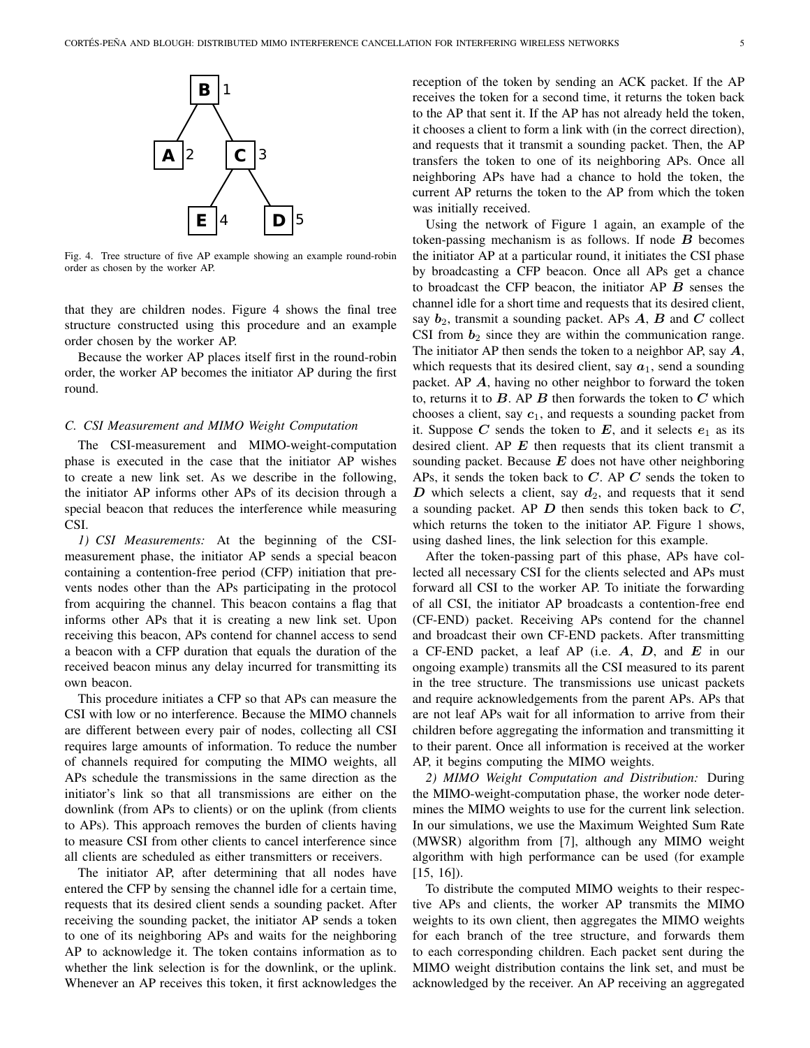Fig. 4. Tree structure of five AP example showing an example round-robin order as chosen by the worker AP.

that they are children nodes. Figure 4 shows the final tree structure constructed using this procedure and an example order chosen by the worker AP.

Because the worker AP places itself first in the round-robin order, the worker AP becomes the initiator AP during the first round.

### C. CSI Measurement and MIMO Weight Computation

The CSI-measurement and MIMO-weight-computation phase is executed in the case that the initiator AP wishes to create a new link set. As we describe in the following, the initiator AP informs other APs of its decision through a special beacon that reduces the interference while measuring CSI.

*1) CSI Measurements:* At the beginning of the CSI-measurement phase, the initiator AP sends a special beacon containing a contention-free period (CFP) initiation that prevents nodes other than the APs participating in the protocol from acquiring the channel. This beacon contains a flag that informs other APs that it is creating a new link set. Upon receiving this beacon, APs contend for channel access to send a beacon with a CFP duration that equals the duration of the received beacon minus any delay incurred for transmitting its own beacon.

This procedure initiates a CFP so that APs can measure the CSI with low or no interference. Because the MIMO channels are different between every pair of nodes, collecting all CSI requires large amounts of information. To reduce the number of channels required for computing the MIMO weights, all APs schedule the transmissions in the same direction as the initiator's link so that all transmissions are either on the downlink (from APs to clients) or on the uplink (from clients to APs). This approach removes the burden of clients having to measure CSI from other clients to cancel interference since all clients are scheduled as either transmitters or receivers.

The initiator AP, after determining that all nodes have entered the CFP by sensing the channel idle for a certain time, requests that its desired client sends a sounding packet. After receiving the sounding packet, the initiator AP sends a token to one of its neighboring APs and waits for the neighboring AP to acknowledge it. The token contains information as to whether the link selection is for the downlink, or the uplink. Whenever an AP receives this token, it first acknowledges the reception of the token by sending an ACK packet. If the AP receives the token for a second time, it returns the token back to the AP that sent it. If the AP has not already held the token, it chooses a client to form a link with (in the correct direction), and requests that it transmit a sounding packet. Then, the AP transfers the token to one of its neighboring APs. Once all neighboring APs have had a chance to hold the token, the current AP returns the token to the AP from which the token was initially received.

Using the network of Figure 1 again, an example of the token-passing mechanism is as follows. If node $\boldsymbol{B}$ becomes the initiator AP at a particular round, it initiates the CSI phase by broadcasting a CFP beacon. Once all APs get a chance to broadcast the CFP beacon, the initiator AP $\boldsymbol{B}$ senses the channel idle for a short time and requests that its desired client, say $\boldsymbol{b}_2$, transmit a sounding packet. APs $\boldsymbol{A}$, $\boldsymbol{B}$ and $\boldsymbol{C}$ collect CSI from $\boldsymbol{b}_2$ since they are within the communication range. The initiator AP then sends the token to a neighbor AP, say $\boldsymbol{A}$, which requests that its desired client, say $\boldsymbol{a}_1$, send a sounding packet. AP $\boldsymbol{A}$, having no other neighbor to forward the token to, returns it to $\boldsymbol{B}$. AP $\boldsymbol{B}$ then forwards the token to $\boldsymbol{C}$ which chooses a client, say $\boldsymbol{c}_1$, and requests a sounding packet from it. Suppose $\boldsymbol{C}$ sends the token to $\boldsymbol{E}$, and it selects $\boldsymbol{e}_1$ as its desired client. AP $\boldsymbol{E}$ then requests that its client transmit a sounding packet. Because $\boldsymbol{E}$ does not have other neighboring APs, it sends the token back to $\boldsymbol{C}$. AP $\boldsymbol{C}$ sends the token to $\boldsymbol{D}$ which selects a client, say $\boldsymbol{d}_2$, and requests that it send a sounding packet. AP $\boldsymbol{D}$ then sends this token back to $\boldsymbol{C}$, which returns the token to the initiator AP. Figure 1 shows, using dashed lines, the link selection for this example.

After the token-passing part of this phase, APs have collected all necessary CSI for the clients selected and APs must forward all CSI to the worker AP. To initiate the forwarding of all CSI, the initiator AP broadcasts a contention-free end (CF-END) packet. Receiving APs contend for the channel and broadcast their own CF-END packets. After transmitting a CF-END packet, a leaf AP (i.e. $\boldsymbol{A}$, $\boldsymbol{D}$, and $\boldsymbol{E}$ in our ongoing example) transmits all the CSI measured to its parent in the tree structure. The transmissions use unicast packets and require acknowledgements from the parent APs. APs that are not leaf APs wait for all information to arrive from their children before aggregating the information and transmitting it to their parent. Once all information is received at the worker AP, it begins computing the MIMO weights.

*2) MIMO Weight Computation and Distribution:* During the MIMO-weight-computation phase, the worker node determines the MIMO weights to use for the current link selection. In our simulations, we use the Maximum Weighted Sum Rate (MWSR) algorithm from [7], although any MIMO weight algorithm with high performance can be used (for example [15, 16]).

To distribute the computed MIMO weights to their respective APs and clients, the worker AP transmits the MIMO weights to its own client, then aggregates the MIMO weights for each branch of the tree structure, and forwards them to each corresponding children. Each packet sent during the MIMO weight distribution contains the link set, and must be acknowledged by the receiver. An AP receiving an aggregated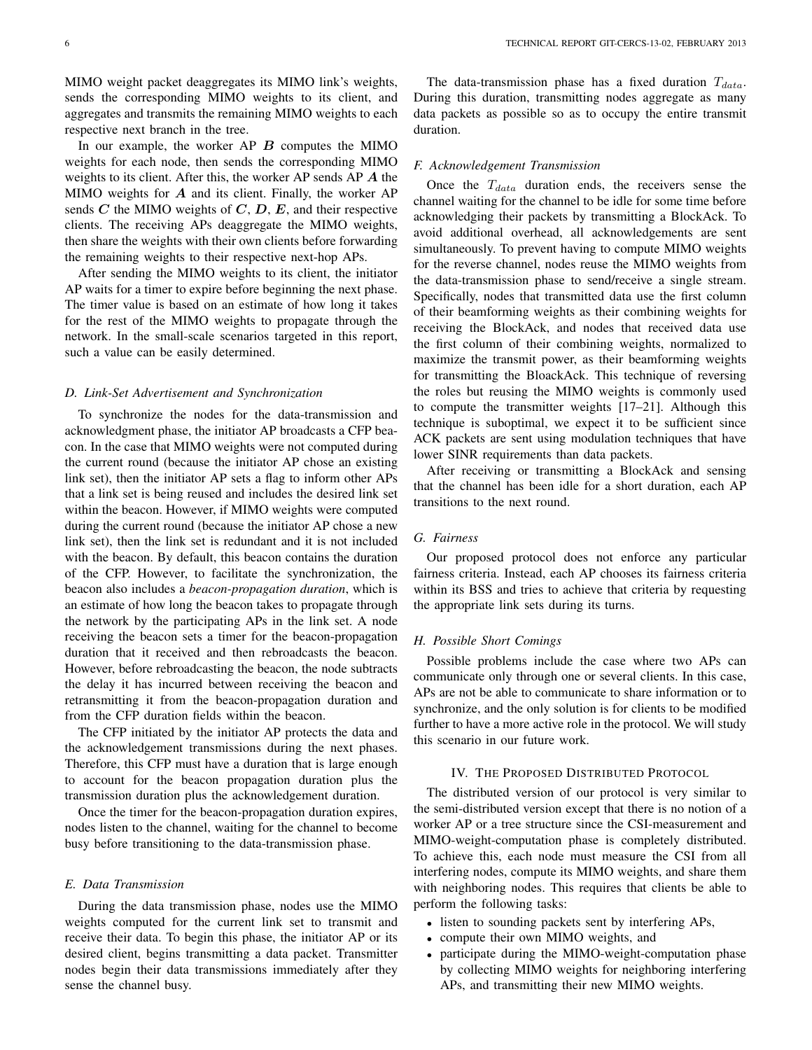MIMO weight packet deaggregates its MIMO link's weights, sends the corresponding MIMO weights to its client, and aggregates and transmits the remaining MIMO weights to each respective next branch in the tree.

In our example, the worker AP $\boldsymbol{B}$ computes the MIMO weights for each node, then sends the corresponding MIMO weights to its client. After this, the worker AP sends AP $\boldsymbol{A}$ the MIMO weights for $\boldsymbol{A}$ and its client. Finally, the worker AP sends $\boldsymbol{C}$ the MIMO weights of $\boldsymbol{C}$, $\boldsymbol{D}$, $\boldsymbol{E}$, and their respective clients. The receiving APs deaggregate the MIMO weights, then share the weights with their own clients before forwarding the remaining weights to their respective next-hop APs.

After sending the MIMO weights to its client, the initiator AP waits for a timer to expire before beginning the next phase. The timer value is based on an estimate of how long it takes for the rest of the MIMO weights to propagate through the network. In the small-scale scenarios targeted in this report, such a value can be easily determined.

### D. Link-Set Advertisement and Synchronization

To synchronize the nodes for the data-transmission and acknowledgment phase, the initiator AP broadcasts a CFP beacon. In the case that MIMO weights were not computed during the current round (because the initiator AP chose an existing link set), then the initiator AP sets a flag to inform other APs that a link set is being reused and includes the desired link set within the beacon. However, if MIMO weights were computed during the current round (because the initiator AP chose a new link set), then the link set is redundant and it is not included with the beacon. By default, this beacon contains the duration of the CFP. However, to facilitate the synchronization, the beacon also includes a *beacon-propagation duration*, which is an estimate of how long the beacon takes to propagate through the network by the participating APs in the link set. A node receiving the beacon sets a timer for the beacon-propagation duration that it received and then rebroadcasts the beacon. However, before rebroadcasting the beacon, the node subtracts the delay it has incurred between receiving the beacon and retransmitting it from the beacon-propagation duration and from the CFP duration fields within the beacon.

The CFP initiated by the initiator AP protects the data and the acknowledgement transmissions during the next phases. Therefore, this CFP must have a duration that is large enough to account for the beacon propagation duration plus the transmission duration plus the acknowledgement duration.

Once the timer for the beacon-propagation duration expires, nodes listen to the channel, waiting for the channel to become busy before transitioning to the data-transmission phase.

### E. Data Transmission

During the data transmission phase, nodes use the MIMO weights computed for the current link set to transmit and receive their data. To begin this phase, the initiator AP or its desired client, begins transmitting a data packet. Transmitter nodes begin their data transmissions immediately after they sense the channel busy.

The data-transmission phase has a fixed duration $T_{data}$. During this duration, transmitting nodes aggregate as many data packets as possible so as to occupy the entire transmit duration.

### F. Acknowledgement Transmission

Once the $T_{data}$ duration ends, the receivers sense the channel waiting for the channel to be idle for some time before acknowledging their packets by transmitting a BlockAck. To avoid additional overhead, all acknowledgements are sent simultaneously. To prevent having to compute MIMO weights for the reverse channel, nodes reuse the MIMO weights from the data-transmission phase to send/receive a single stream. Specifically, nodes that transmitted data use the first column of their beamforming weights as their combining weights for receiving the BlockAck, and nodes that received data use the first column of their combining weights, normalized to maximize the transmit power, as their beamforming weights for transmitting the BloackAck. This technique of reversing the roles but reusing the MIMO weights is commonly used to compute the transmitter weights [17–21]. Although this technique is suboptimal, we expect it to be sufficient since ACK packets are sent using modulation techniques that have lower SINR requirements than data packets.

After receiving or transmitting a BlockAck and sensing that the channel has been idle for a short duration, each AP transitions to the next round.

### G. Fairness

Our proposed protocol does not enforce any particular fairness criteria. Instead, each AP chooses its fairness criteria within its BSS and tries to achieve that criteria by requesting the appropriate link sets during its turns.

### H. Possible Short Comings

Possible problems include the case where two APs can communicate only through one or several clients. In this case, APs are not be able to communicate to share information or to synchronize, and the only solution is for clients to be modified further to have a more active role in the protocol. We will study this scenario in our future work.

## IV. The Proposed Distributed Protocol

The distributed version of our protocol is very similar to the semi-distributed version except that there is no notion of a worker AP or a tree structure since the CSI-measurement and MIMO-weight-computation phase is completely distributed. To achieve this, each node must measure the CSI from all interfering nodes, compute its MIMO weights, and share them with neighboring nodes. This requires that clients be able to perform the following tasks:

- listen to sounding packets sent by interfering APs,
- compute their own MIMO weights, and
- participate during the MIMO-weight-computation phase by collecting MIMO weights for neighboring interfering APs, and transmitting their new MIMO weights.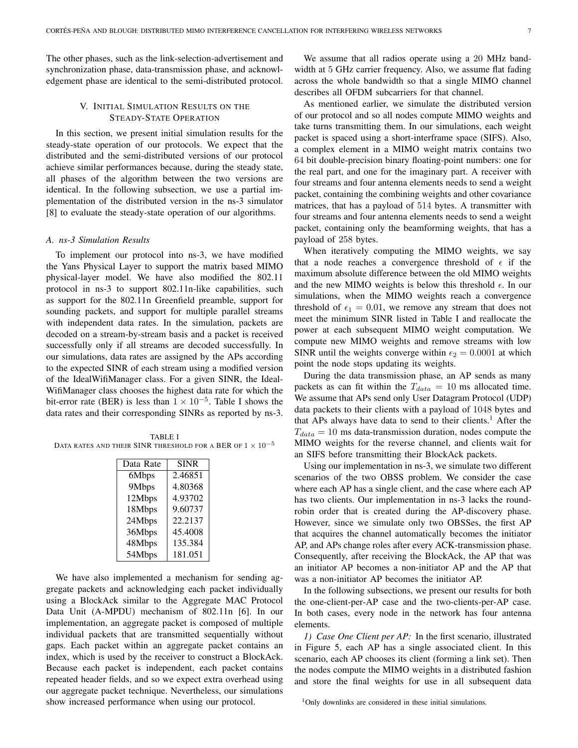The other phases, such as the link-selection-advertisement and synchronization phase, data-transmission phase, and acknowledgement phase are identical to the semi-distributed protocol.

## V. Initial Simulation Results on the Steady-State Operation

In this section, we present initial simulation results for the steady-state operation of our protocols. We expect that the distributed and the semi-distributed versions of our protocol achieve similar performances because, during the steady state, all phases of the algorithm between the two versions are identical. In the following subsection, we use a partial implementation of the distributed version in the ns-3 simulator [8] to evaluate the steady-state operation of our algorithms.

### *A. ns-3 Simulation Results*

To implement our protocol into ns-3, we have modified the Yans Physical Layer to support the matrix based MIMO physical-layer model. We have also modified the 802.11 protocol in ns-3 to support 802.11n-like capabilities, such as support for the 802.11n Greenfield preamble, support for sounding packets, and support for multiple parallel streams with independent data rates. In the simulation, packets are decoded on a stream-by-stream basis and a packet is received successfully only if all streams are decoded successfully. In our simulations, data rates are assigned by the APs according to the expected SINR of each stream using a modified version of the IdealWifiManager class. For a given SINR, the IdealWifiManager class chooses the highest data rate for which the bit-error rate (BER) is less than $1 \times 10^{-5}$. Table I shows the data rates and their corresponding SINRs as reported by ns-3.

TABLE I
Data rates and their SINR threshold for a BER of $1 \times 10^{-5}$

| Data Rate | SINR |
|---|---|
| 6Mbps | 2.46851 |
| 9Mbps | 4.80368 |
| 12Mbps | 4.93702 |
| 18Mbps | 9.60737 |
| 24Mbps | 22.2137 |
| 36Mbps | 45.4008 |
| 48Mbps | 135.384 |
| 54Mbps | 181.051 |

We have also implemented a mechanism for sending aggregate packets and acknowledging each packet individually using a BlockAck similar to the Aggregate MAC Protocol Data Unit (A-MPDU) mechanism of 802.11n [6]. In our implementation, an aggregate packet is composed of multiple individual packets that are transmitted sequentially without gaps. Each packet within an aggregate packet contains an index, which is used by the receiver to construct a BlockAck. Because each packet is independent, each packet contains repeated header fields, and so we expect extra overhead using our aggregate packet technique. Nevertheless, our simulations show increased performance when using our protocol.

We assume that all radios operate using a 20 MHz bandwidth at 5 GHz carrier frequency. Also, we assume flat fading across the whole bandwidth so that a single MIMO channel describes all OFDM subcarriers for that channel.

As mentioned earlier, we simulate the distributed version of our protocol and so all nodes compute MIMO weights and take turns transmitting them. In our simulations, each weight packet is spaced using a short-interframe space (SIFS). Also, a complex element in a MIMO weight matrix contains two 64 bit double-precision binary floating-point numbers: one for the real part, and one for the imaginary part. A receiver with four streams and four antenna elements needs to send a weight packet, containing the combining weights and other covariance matrices, that has a payload of 514 bytes. A transmitter with four streams and four antenna elements needs to send a weight packet, containing only the beamforming weights, that has a payload of 258 bytes.

When iteratively computing the MIMO weights, we say that a node reaches a convergence threshold of $\epsilon$ if the maximum absolute difference between the old MIMO weights and the new MIMO weights is below this threshold $\epsilon$. In our simulations, when the MIMO weights reach a convergence threshold of $\epsilon_1 = 0.01$, we remove any stream that does not meet the minimum SINR listed in Table I and reallocate the power at each subsequent MIMO weight computation. We compute new MIMO weights and remove streams with low SINR until the weights converge within $\epsilon_2 = 0.0001$ at which point the node stops updating its weights.

During the data transmission phase, an AP sends as many packets as can fit within the $T_{data} = 10$ ms allocated time. We assume that APs send only User Datagram Protocol (UDP) data packets to their clients with a payload of 1048 bytes and that APs always have data to send to their clients.[1] After the $T_{data} = 10$ ms data-transmission duration, nodes compute the MIMO weights for the reverse channel, and clients wait for an SIFS before transmitting their BlockAck packets.

Using our implementation in ns-3, we simulate two different scenarios of the two OBSS problem. We consider the case where each AP has a single client, and the case where each AP has two clients. Our implementation in ns-3 lacks the round-robin order that is created during the AP-discovery phase. However, since we simulate only two OBSSes, the first AP that acquires the channel automatically becomes the initiator AP, and APs change roles after every ACK-transmission phase. Consequently, after receiving the BlockAck, the AP that was an initiator AP becomes a non-initiator AP and the AP that was a non-initiator AP becomes the initiator AP.

In the following subsections, we present our results for both the one-client-per-AP case and the two-clients-per-AP case. In both cases, every node in the network has four antenna elements.

*1) Case One Client per AP:* In the first scenario, illustrated in Figure 5, each AP has a single associated client. In this scenario, each AP chooses its client (forming a link set). Then the nodes compute the MIMO weights in a distributed fashion and store the final weights for use in all subsequent data

[1] Only downlinks are considered in these initial simulations.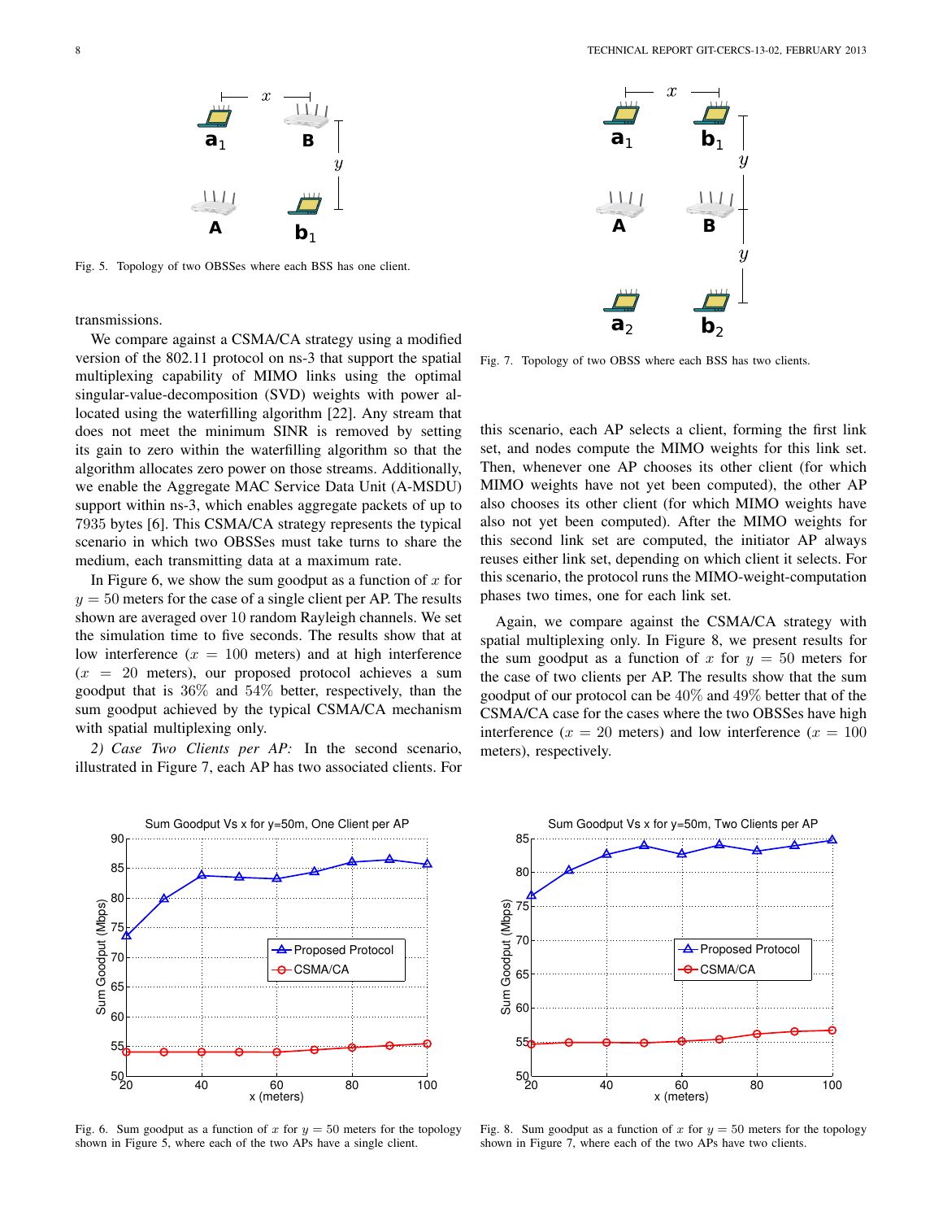Fig. 5. Topology of two OBSSes where each BSS has one client.

transmissions.

We compare against a CSMA/CA strategy using a modified version of the 802.11 protocol on ns-3 that support the spatial multiplexing capability of MIMO links using the optimal singular-value-decomposition (SVD) weights with power allocated using the waterfilling algorithm [22]. Any stream that does not meet the minimum SINR is removed by setting its gain to zero within the waterfilling algorithm so that the algorithm allocates zero power on those streams. Additionally, we enable the Aggregate MAC Service Data Unit (A-MSDU) support within ns-3, which enables aggregate packets of up to 7935 bytes [6]. This CSMA/CA strategy represents the typical scenario in which two OBSSes must take turns to share the medium, each transmitting data at a maximum rate.

In Figure 6, we show the sum goodput as a function of $x$ for $y = 50$ meters for the case of a single client per AP. The results shown are averaged over 10 random Rayleigh channels. We set the simulation time to five seconds. The results show that at low interference ($x = 100$ meters) and at high interference ($x = 20$ meters), our proposed protocol achieves a sum goodput that is 36% and 54% better, respectively, than the sum goodput achieved by the typical CSMA/CA mechanism with spatial multiplexing only.

*2) Case Two Clients per AP:* In the second scenario, illustrated in Figure 7, each AP has two associated clients. For this scenario, each AP selects a client, forming the first link set, and nodes compute the MIMO weights for this link set. Then, whenever one AP chooses its other client (for which MIMO weights have not yet been computed), the other AP also chooses its other client (for which MIMO weights have also not yet been computed). After the MIMO weights for this second link set are computed, the initiator AP always reuses either link set, depending on which client it selects. For this scenario, the protocol runs the MIMO-weight-computation phases two times, one for each link set.

Fig. 7. Topology of two OBSS where each BSS has two clients.

Again, we compare against the CSMA/CA strategy with spatial multiplexing only. In Figure 8, we present results for the sum goodput as a function of $x$ for $y = 50$ meters for the case of two clients per AP. The results show that the sum goodput of our protocol can be 40% and 49% better that of the CSMA/CA case for the cases where the two OBSSes have high interference ($x = 20$ meters) and low interference ($x = 100$ meters), respectively.

Fig. 6. Sum goodput as a function of $x$ for $y = 50$ meters for the topology shown in Figure 5, where each of the two APs have a single client.

Fig. 8. Sum goodput as a function of $x$ for $y = 50$ meters for the topology shown in Figure 7, where each of the two APs have two clients.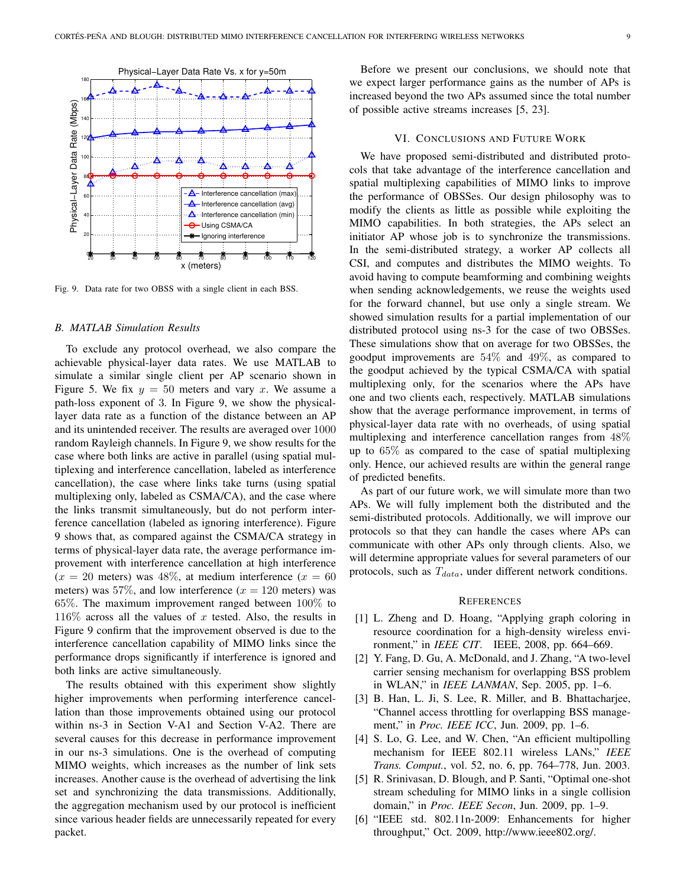Fig. 9. Data rate for two OBSS with a single client in each BSS.

### B. MATLAB Simulation Results

To exclude any protocol overhead, we also compare the achievable physical-layer data rates. We use MATLAB to simulate a similar single client per AP scenario shown in Figure 5. We fix $y = 50$ meters and vary $x$. We assume a path-loss exponent of 3. In Figure 9, we show the physical-layer data rate as a function of the distance between an AP and its unintended receiver. The results are averaged over $1000$ random Rayleigh channels. In Figure 9, we show results for the case where both links are active in parallel (using spatial multiplexing and interference cancellation, labeled as interference cancellation), the case where links take turns (using spatial multiplexing only, labeled as CSMA/CA), and the case where the links transmit simultaneously, but do not perform interference cancellation (labeled as ignoring interference). Figure 9 shows that, as compared against the CSMA/CA strategy in terms of physical-layer data rate, the average performance improvement with interference cancellation at high interference ($x = 20$ meters) was $48\%$, at medium interference ($x = 60$ meters) was $57\%$, and low interference ($x = 120$ meters) was $65\%$. The maximum improvement ranged between $100\%$ to $116\%$ across all the values of $x$ tested. Also, the results in Figure 9 confirm that the improvement observed is due to the interference cancellation capability of MIMO links since the performance drops significantly if interference is ignored and both links are active simultaneously.

The results obtained with this experiment show slightly higher improvements when performing interference cancellation than those improvements obtained using our protocol within ns-3 in Section V-A1 and Section V-A2. There are several causes for this decrease in performance improvement in our ns-3 simulations. One is the overhead of computing MIMO weights, which increases as the number of link sets increases. Another cause is the overhead of advertising the link set and synchronizing the data transmissions. Additionally, the aggregation mechanism used by our protocol is inefficient since various header fields are unnecessarily repeated for every packet.

Before we present our conclusions, we should note that we expect larger performance gains as the number of APs is increased beyond the two APs assumed since the total number of possible active streams increases [5, 23].

## VI. Conclusions and Future Work

We have proposed semi-distributed and distributed protocols that take advantage of the interference cancellation and spatial multiplexing capabilities of MIMO links to improve the performance of OBSSes. Our design philosophy was to modify the clients as little as possible while exploiting the MIMO capabilities. In both strategies, the APs select an initiator AP whose job is to synchronize the transmissions. In the semi-distributed strategy, a worker AP collects all CSI, and computes and distributes the MIMO weights. To avoid having to compute beamforming and combining weights when sending acknowledgements, we reuse the weights used for the forward channel, but use only a single stream. We showed simulation results for a partial implementation of our distributed protocol using ns-3 for the case of two OBSSes. These simulations show that on average for two OBSSes, the goodput improvements are $54\%$ and $49\%$, as compared to the goodput achieved by the typical CSMA/CA with spatial multiplexing only, for the scenarios where the APs have one and two clients each, respectively. MATLAB simulations show that the average performance improvement, in terms of physical-layer data rate with no overheads, of using spatial multiplexing and interference cancellation ranges from $48\%$ up to $65\%$ as compared to the case of spatial multiplexing only. Hence, our achieved results are within the general range of predicted benefits.

As part of our future work, we will simulate more than two APs. We will fully implement both the distributed and the semi-distributed protocols. Additionally, we will improve our protocols so that they can handle the cases where APs can communicate with other APs only through clients. Also, we will determine appropriate values for several parameters of our protocols, such as $T_{data}$, under different network conditions.

## References

[1] L. Zheng and D. Hoang, "Applying graph coloring in resource coordination for a high-density wireless environment," in *IEEE CIT*. IEEE, 2008, pp. 664–669.

[2] Y. Fang, D. Gu, A. McDonald, and J. Zhang, "A two-level carrier sensing mechanism for overlapping BSS problem in WLAN," in *IEEE LANMAN*, Sep. 2005, pp. 1–6.

[3] B. Han, L. Ji, S. Lee, R. Miller, and B. Bhattacharjee, "Channel access throttling for overlapping BSS management," in *Proc. IEEE ICC*, Jun. 2009, pp. 1–6.

[4] S. Lo, G. Lee, and W. Chen, "An efficient multipolling mechanism for IEEE 802.11 wireless LANs," *IEEE Trans. Comput.*, vol. 52, no. 6, pp. 764–778, Jun. 2003.

[5] R. Srinivasan, D. Blough, and P. Santi, "Optimal one-shot stream scheduling for MIMO links in a single collision domain," in *Proc. IEEE Secon*, Jun. 2009, pp. 1–9.

[6] "IEEE std. 802.11n-2009: Enhancements for higher throughput," Oct. 2009, http://www.ieee802.org/.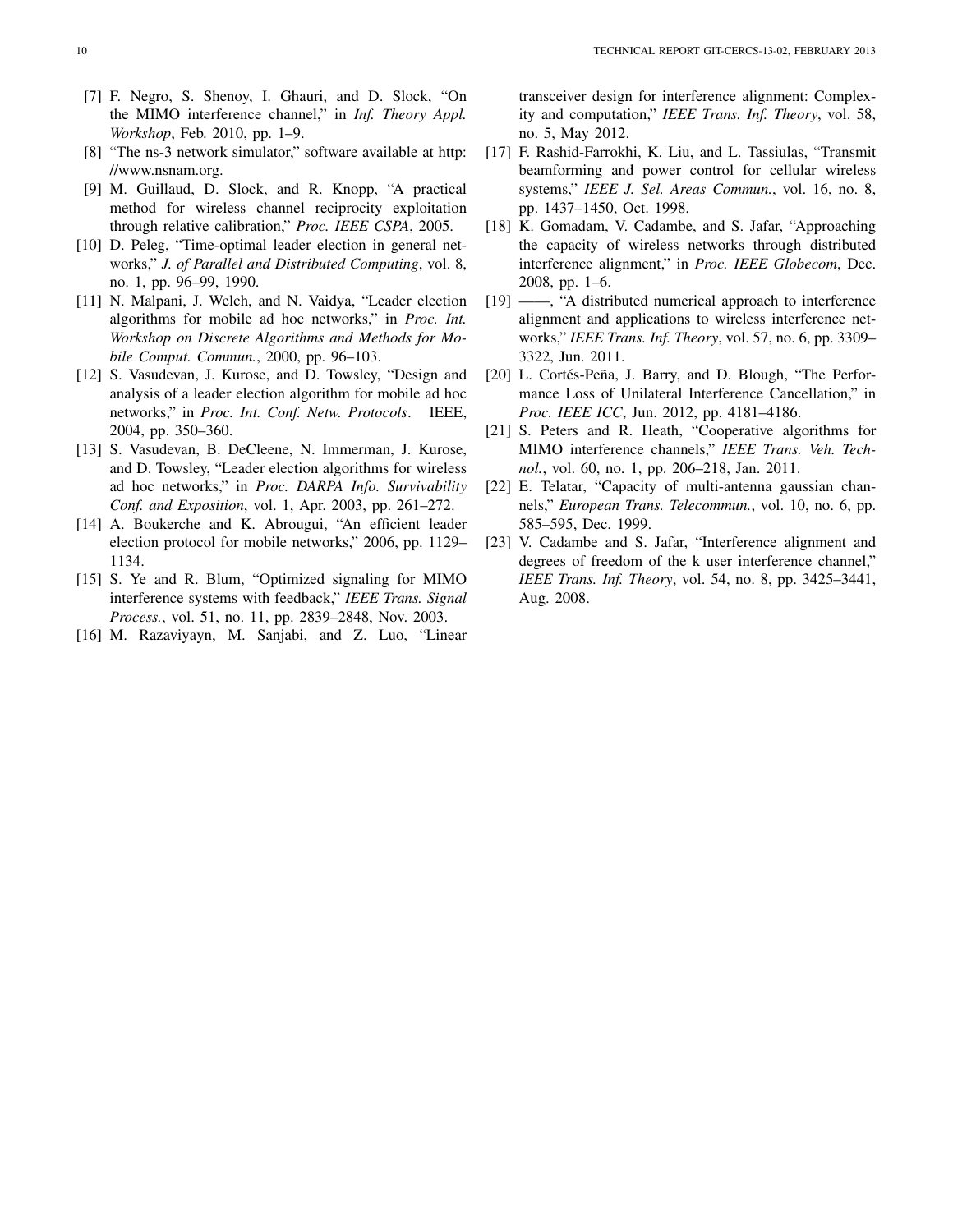[7] F. Negro, S. Shenoy, I. Ghauri, and D. Slock, "On the MIMO interference channel," in *Inf. Theory Appl. Workshop*, Feb. 2010, pp. 1–9.

[8] "The ns-3 network simulator," software available at http://www.nsnam.org.

[9] M. Guillaud, D. Slock, and R. Knopp, "A practical method for wireless channel reciprocity exploitation through relative calibration," *Proc. IEEE CSPA*, 2005.

[10] D. Peleg, "Time-optimal leader election in general networks," *J. of Parallel and Distributed Computing*, vol. 8, no. 1, pp. 96–99, 1990.

[11] N. Malpani, J. Welch, and N. Vaidya, "Leader election algorithms for mobile ad hoc networks," in *Proc. Int. Workshop on Discrete Algorithms and Methods for Mobile Comput. Commun.*, 2000, pp. 96–103.

[12] S. Vasudevan, J. Kurose, and D. Towsley, "Design and analysis of a leader election algorithm for mobile ad hoc networks," in *Proc. Int. Conf. Netw. Protocols*. IEEE, 2004, pp. 350–360.

[13] S. Vasudevan, B. DeCleene, N. Immerman, J. Kurose, and D. Towsley, "Leader election algorithms for wireless ad hoc networks," in *Proc. DARPA Info. Survivability Conf. and Exposition*, vol. 1, Apr. 2003, pp. 261–272.

[14] A. Boukerche and K. Abrougui, "An efficient leader election protocol for mobile networks," 2006, pp. 1129–1134.

[15] S. Ye and R. Blum, "Optimized signaling for MIMO interference systems with feedback," *IEEE Trans. Signal Process.*, vol. 51, no. 11, pp. 2839–2848, Nov. 2003.

[16] M. Razaviyayn, M. Sanjabi, and Z. Luo, "Linear transceiver design for interference alignment: Complexity and computation," *IEEE Trans. Inf. Theory*, vol. 58, no. 5, May 2012.

[17] F. Rashid-Farrokhi, K. Liu, and L. Tassiulas, "Transmit beamforming and power control for cellular wireless systems," *IEEE J. Sel. Areas Commun.*, vol. 16, no. 8, pp. 1437–1450, Oct. 1998.

[18] K. Gomadam, V. Cadambe, and S. Jafar, "Approaching the capacity of wireless networks through distributed interference alignment," in *Proc. IEEE Globecom*, Dec. 2008, pp. 1–6.

[19] ——, "A distributed numerical approach to interference alignment and applications to wireless interference networks," *IEEE Trans. Inf. Theory*, vol. 57, no. 6, pp. 3309–3322, Jun. 2011.

[20] L. Cortés-Peña, J. Barry, and D. Blough, "The Performance Loss of Unilateral Interference Cancellation," in *Proc. IEEE ICC*, Jun. 2012, pp. 4181–4186.

[21] S. Peters and R. Heath, "Cooperative algorithms for MIMO interference channels," *IEEE Trans. Veh. Technol.*, vol. 60, no. 1, pp. 206–218, Jan. 2011.

[22] E. Telatar, "Capacity of multi-antenna gaussian channels," *European Trans. Telecommun.*, vol. 10, no. 6, pp. 585–595, Dec. 1999.

[23] V. Cadambe and S. Jafar, "Interference alignment and degrees of freedom of the k user interference channel," *IEEE Trans. Inf. Theory*, vol. 54, no. 8, pp. 3425–3441, Aug. 2008.